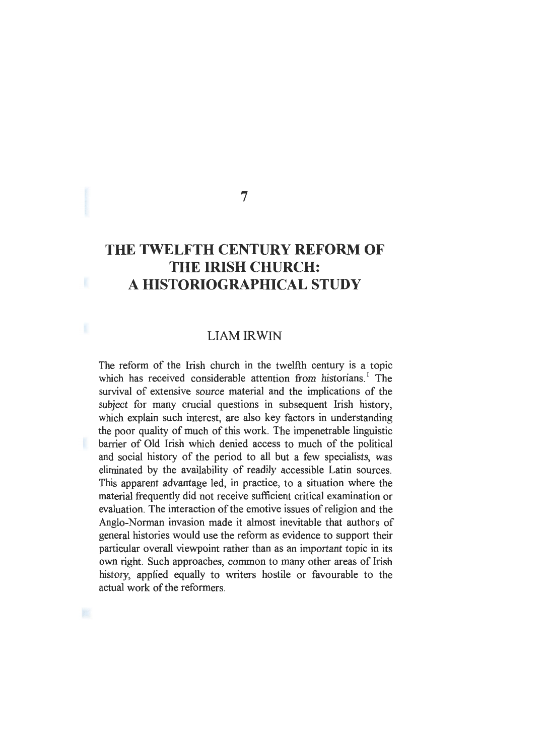# 7

# THE TWELFTH CENTURY REFORM OF THE IRISH CHURCH: A HISTORIOGRAPHICAL STUDY

## LIAM IRWIN

The reform of the Irish church in the twelfth century is a topic which has received considerable attention from historians.[1] The survival of extensive source material and the implications of the subject for many crucial questions in subsequent Irish history, which explain such interest, are also key factors in understanding the poor quality of much of this work. The impenetrable linguistic barrier of Old Irish which denied access to much of the political and social history of the period to all but a few specialists, was eliminated by the availability of readily accessible Latin sources. This apparent advantage led, in practice, to a situation where the material frequently did not receive sufficient critical examination or evaluation. The interaction of the emotive issues of religion and the Anglo-Norman invasion made it almost inevitable that authors of general histories would use the reform as evidence to support their particular overall viewpoint rather than as an important topic in its own right. Such approaches, common to many other areas of Irish history, applied equally to writers hostile or favourable to the actual work of the reformers.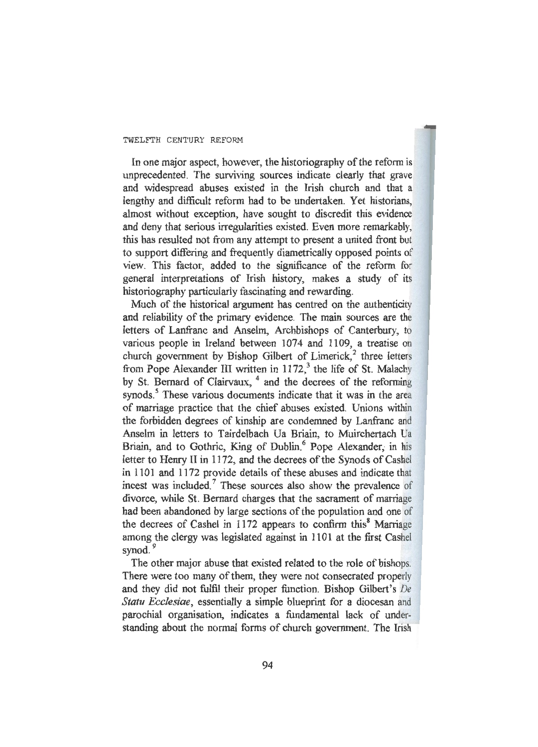In one major aspect, however, the historiography of the reform is unprecedented. The surviving sources indicate clearly that grave and widespread abuses existed in the Irish church and that a lengthy and difficult reform had to be undertaken. Yet historians, almost without exception, have sought to discredit this evidence and deny that serious irregularities existed. Even more remarkably, this has resulted not from any attempt to present a united front but to support differing and frequently diametrically opposed points of view. This factor, added to the significance of the reform for general interpretations of Irish history, makes a study of its historiography particularly fascinating and rewarding.

Much of the historical argument has centred on the authenticity and reliability of the primary evidence. The main sources are the letters of Lanfranc and Anselm, Archbishops of Canterbury, to various people in Ireland between 1074 and 1109, a treatise on church government by Bishop Gilbert of Limerick,[2] three letters from Pope Alexander III written in 1172,[3] the life of St. Malachy by St. Bernard of Clairvaux, [4] and the decrees of the reforming synods.[5] These various documents indicate that it was in the area of marriage practice that the chief abuses existed. Unions within the forbidden degrees of kinship are condemned by Lanfranc and Anselm in letters to Tairdelbach Ua Briain, to Muirchertach Ua Briain, and to Gothric, King of Dublin.[6] Pope Alexander, in his letter to Henry II in 1172, and the decrees of the Synods of Cashel in 1101 and 1172 provide details of these abuses and indicate that incest was included.[7] These sources also show the prevalence of divorce, while St. Bernard charges that the sacrament of marriage had been abandoned by large sections of the population and one of the decrees of Cashel in 1172 appears to confirm this[8] Marriage among the clergy was legislated against in 1101 at the first Cashel synod.[9]

The other major abuse that existed related to the role of bishops. There were too many of them, they were not consecrated properly and they did not fulfil their proper function. Bishop Gilbert's *De Statu Ecclesiae*, essentially a simple blueprint for a diocesan and parochial organisation, indicates a fundamental lack of understanding about the normal forms of church government. The Irish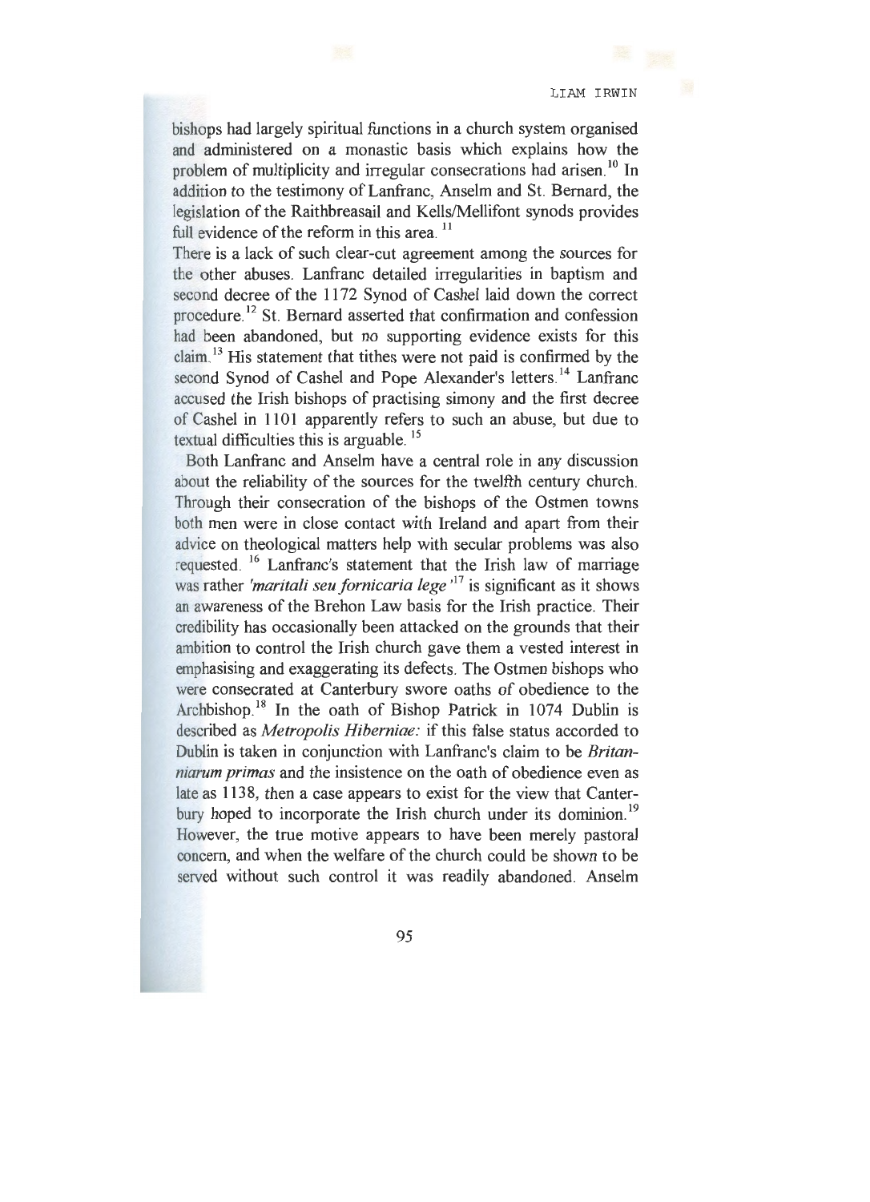bishops had largely spiritual functions in a church system organised and administered on a monastic basis which explains how the problem of multiplicity and irregular consecrations had arisen.[10] In addition to the testimony of Lanfranc, Anselm and St. Bernard, the legislation of the Raithbreasail and Kells/Mellifont synods provides full evidence of the reform in this area.[11]

There is a lack of such clear-cut agreement among the sources for the other abuses. Lanfranc detailed irregularities in baptism and second decree of the 1172 Synod of Cashel laid down the correct procedure.[12] St. Bernard asserted that confirmation and confession had been abandoned, but no supporting evidence exists for this claim.[13] His statement that tithes were not paid is confirmed by the second Synod of Cashel and Pope Alexander's letters.[14] Lanfranc accused the Irish bishops of practising simony and the first decree of Cashel in 1101 apparently refers to such an abuse, but due to textual difficulties this is arguable.[15]

Both Lanfranc and Anselm have a central role in any discussion about the reliability of the sources for the twelfth century church. Through their consecration of the bishops of the Ostmen towns both men were in close contact with Ireland and apart from their advice on theological matters help with secular problems was also requested.[16] Lanfranc's statement that the Irish law of marriage was rather *'maritali seu fornicaria lege'*[17] is significant as it shows an awareness of the Brehon Law basis for the Irish practice. Their credibility has occasionally been attacked on the grounds that their ambition to control the Irish church gave them a vested interest in emphasising and exaggerating its defects. The Ostmen bishops who were consecrated at Canterbury swore oaths of obedience to the Archbishop.[18] In the oath of Bishop Patrick in 1074 Dublin is described as *Metropolis Hiberniae:* if this false status accorded to Dublin is taken in conjunction with Lanfranc's claim to be *Britanniarum primas* and the insistence on the oath of obedience even as late as 1138, then a case appears to exist for the view that Canterbury hoped to incorporate the Irish church under its dominion.[19] However, the true motive appears to have been merely pastoral concern, and when the welfare of the church could be shown to be served without such control it was readily abandoned. Anselm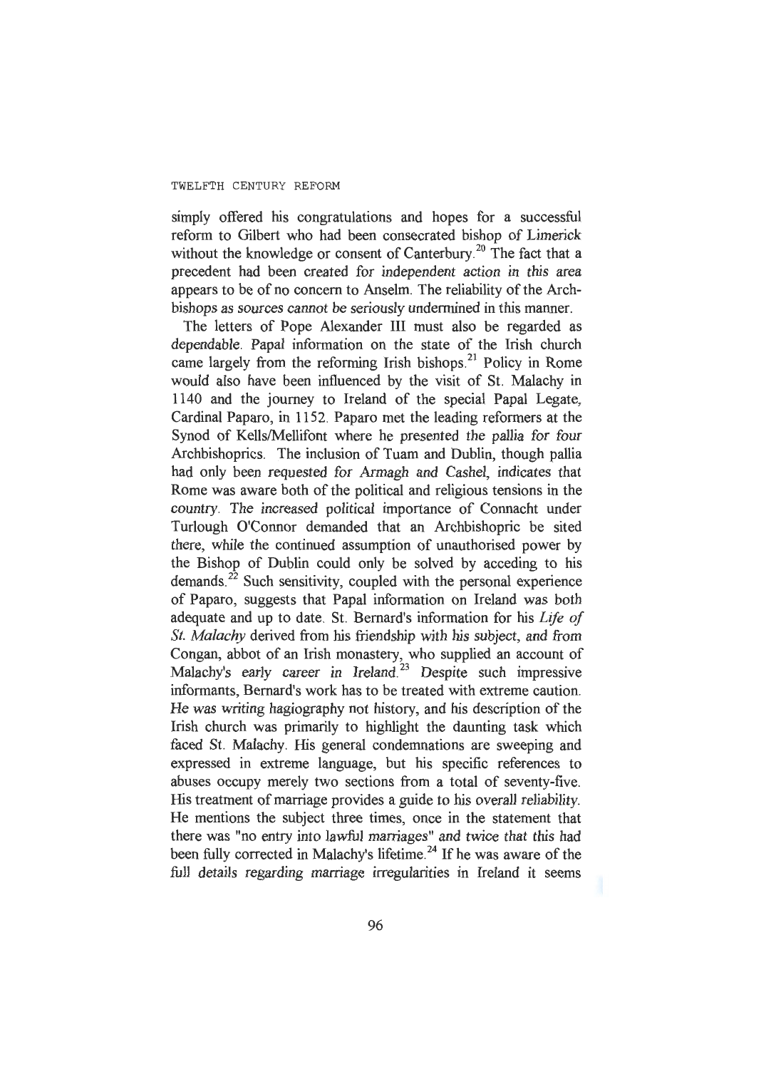simply offered his congratulations and hopes for a successful reform to Gilbert who had been consecrated bishop of Limerick without the knowledge or consent of Canterbury.[20] The fact that a precedent had been created for independent action in this area appears to be of no concern to Anselm. The reliability of the Archbishops as sources cannot be seriously undermined in this manner.

The letters of Pope Alexander III must also be regarded as dependable. Papal information on the state of the Irish church came largely from the reforming Irish bishops.[21] Policy in Rome would also have been influenced by the visit of St. Malachy in 1140 and the journey to Ireland of the special Papal Legate, Cardinal Paparo, in 1152. Paparo met the leading reformers at the Synod of Kells/Mellifont where he presented the pallia for four Archbishoprics. The inclusion of Tuam and Dublin, though pallia had only been requested for Armagh and Cashel, indicates that Rome was aware both of the political and religious tensions in the country. The increased political importance of Connacht under Turlough O'Connor demanded that an Archbishopric be sited there, while the continued assumption of unauthorised power by the Bishop of Dublin could only be solved by acceding to his demands.[22] Such sensitivity, coupled with the personal experience of Paparo, suggests that Papal information on Ireland was both adequate and up to date. St. Bernard's information for his *Life of St. Malachy* derived from his friendship with his subject, and from Congan, abbot of an Irish monastery, who supplied an account of Malachy's early career in Ireland.[23] Despite such impressive informants, Bernard's work has to be treated with extreme caution. He was writing hagiography not history, and his description of the Irish church was primarily to highlight the daunting task which faced St. Malachy. His general condemnations are sweeping and expressed in extreme language, but his specific references to abuses occupy merely two sections from a total of seventy-five. His treatment of marriage provides a guide to his overall reliability. He mentions the subject three times, once in the statement that there was "no entry into lawful marriages" and twice that this had been fully corrected in Malachy's lifetime.[24] If he was aware of the full details regarding marriage irregularities in Ireland it seems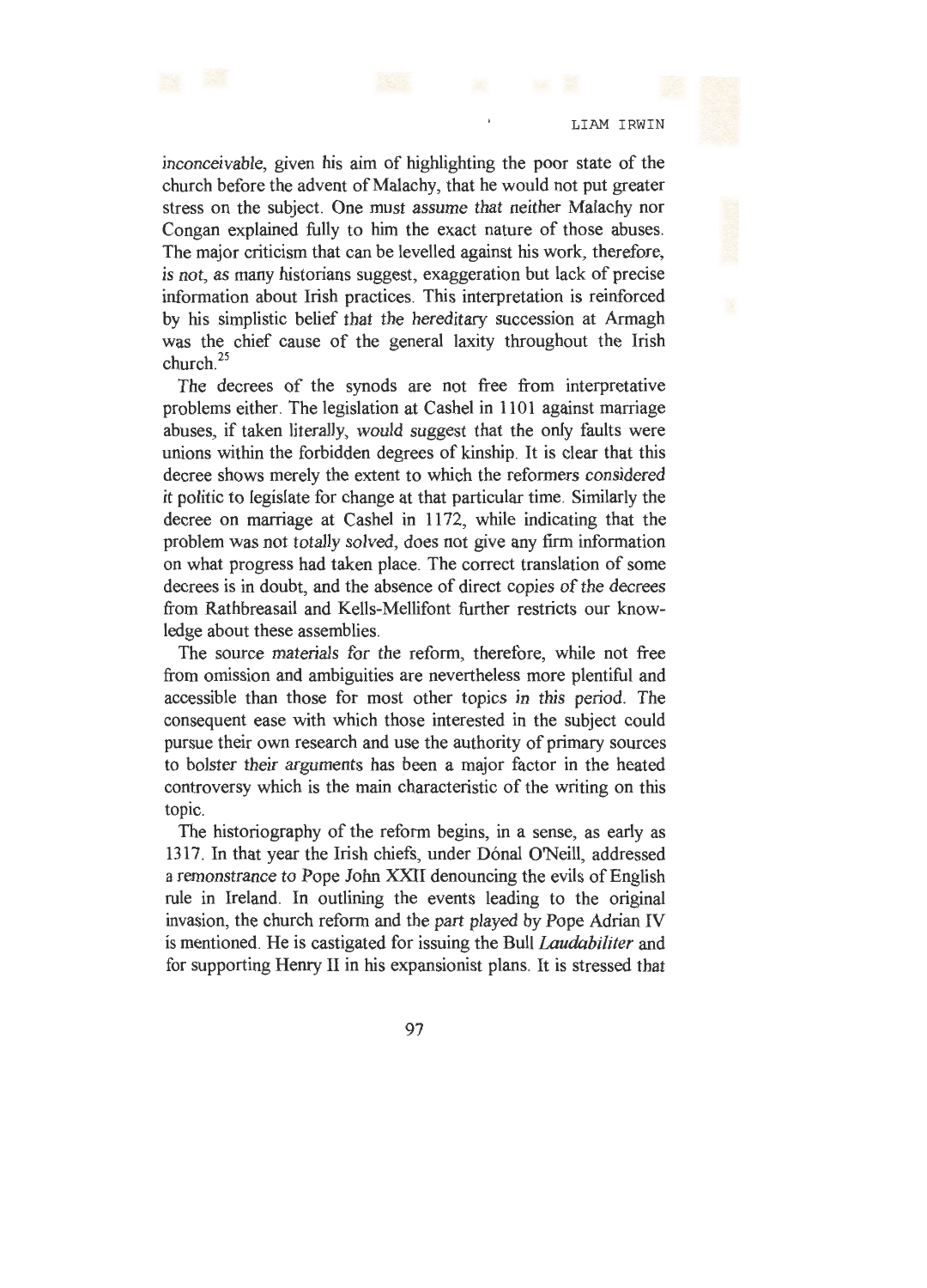inconceivable, given his aim of highlighting the poor state of the church before the advent of Malachy, that he would not put greater stress on the subject. One must assume that neither Malachy nor Congan explained fully to him the exact nature of those abuses. The major criticism that can be levelled against his work, therefore, is not, as many historians suggest, exaggeration but lack of precise information about Irish practices. This interpretation is reinforced by his simplistic belief that the hereditary succession at Armagh was the chief cause of the general laxity throughout the Irish church.[25]

The decrees of the synods are not free from interpretative problems either. The legislation at Cashel in 1101 against marriage abuses, if taken literally, would suggest that the only faults were unions within the forbidden degrees of kinship. It is clear that this decree shows merely the extent to which the reformers considered it politic to legislate for change at that particular time. Similarly the decree on marriage at Cashel in 1172, while indicating that the problem was not totally solved, does not give any firm information on what progress had taken place. The correct translation of some decrees is in doubt, and the absence of direct copies of the decrees from Rathbreasail and Kells-Mellifont further restricts our knowledge about these assemblies.

The source materials for the reform, therefore, while not free from omission and ambiguities are nevertheless more plentiful and accessible than those for most other topics in this period. The consequent ease with which those interested in the subject could pursue their own research and use the authority of primary sources to bolster their arguments has been a major factor in the heated controversy which is the main characteristic of the writing on this topic.

The historiography of the reform begins, in a sense, as early as 1317. In that year the Irish chiefs, under Dónal O'Neill, addressed a remonstrance to Pope John XXII denouncing the evils of English rule in Ireland. In outlining the events leading to the original invasion, the church reform and the part played by Pope Adrian IV is mentioned. He is castigated for issuing the Bull *Laudabiliter* and for supporting Henry II in his expansionist plans. It is stressed that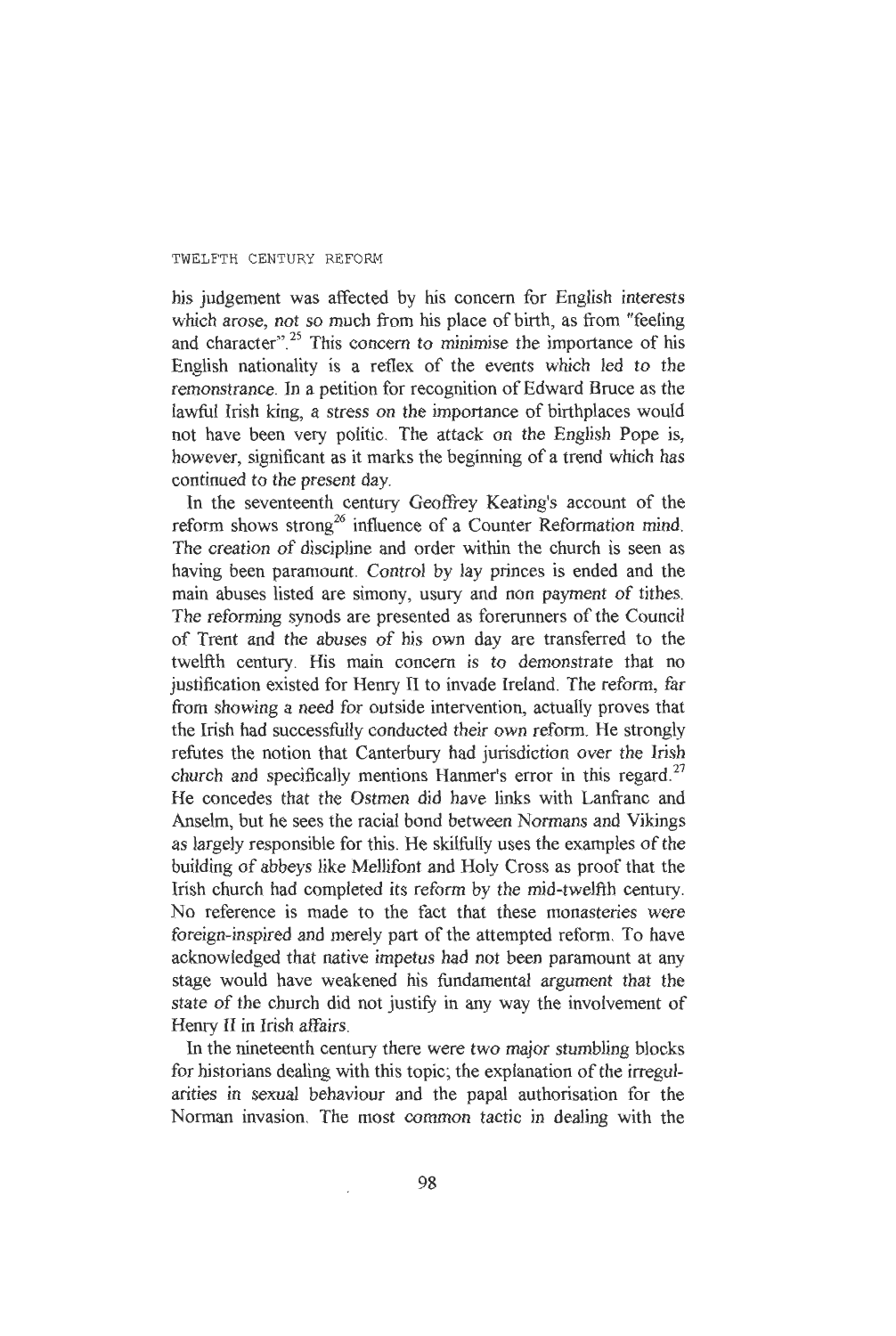his judgement was affected by his concern for English interests which arose, not so much from his place of birth, as from "feeling and character".[25] This concern to minimise the importance of his English nationality is a reflex of the events which led to the remonstrance. In a petition for recognition of Edward Bruce as the lawful Irish king, a stress on the importance of birthplaces would not have been very politic. The attack on the English Pope is, however, significant as it marks the beginning of a trend which has continued to the present day.

In the seventeenth century Geoffrey Keating's account of the reform shows strong[26] influence of a Counter Reformation mind. The creation of discipline and order within the church is seen as having been paramount. Control by lay princes is ended and the main abuses listed are simony, usury and non payment of tithes. The reforming synods are presented as forerunners of the Council of Trent and the abuses of his own day are transferred to the twelfth century. His main concern is to demonstrate that no justification existed for Henry II to invade Ireland. The reform, far from showing a need for outside intervention, actually proves that the Irish had successfully conducted their own reform. He strongly refutes the notion that Canterbury had jurisdiction over the Irish church and specifically mentions Hanmer's error in this regard.[27] He concedes that the Ostmen did have links with Lanfranc and Anselm, but he sees the racial bond between Normans and Vikings as largely responsible for this. He skilfully uses the examples of the building of abbeys like Mellifont and Holy Cross as proof that the Irish church had completed its reform by the mid-twelfth century. No reference is made to the fact that these monasteries were foreign-inspired and merely part of the attempted reform. To have acknowledged that native impetus had not been paramount at any stage would have weakened his fundamental argument that the state of the church did not justify in any way the involvement of Henry II in Irish affairs.

In the nineteenth century there were two major stumbling blocks for historians dealing with this topic; the explanation of the irregularities in sexual behaviour and the papal authorisation for the Norman invasion. The most common tactic in dealing with the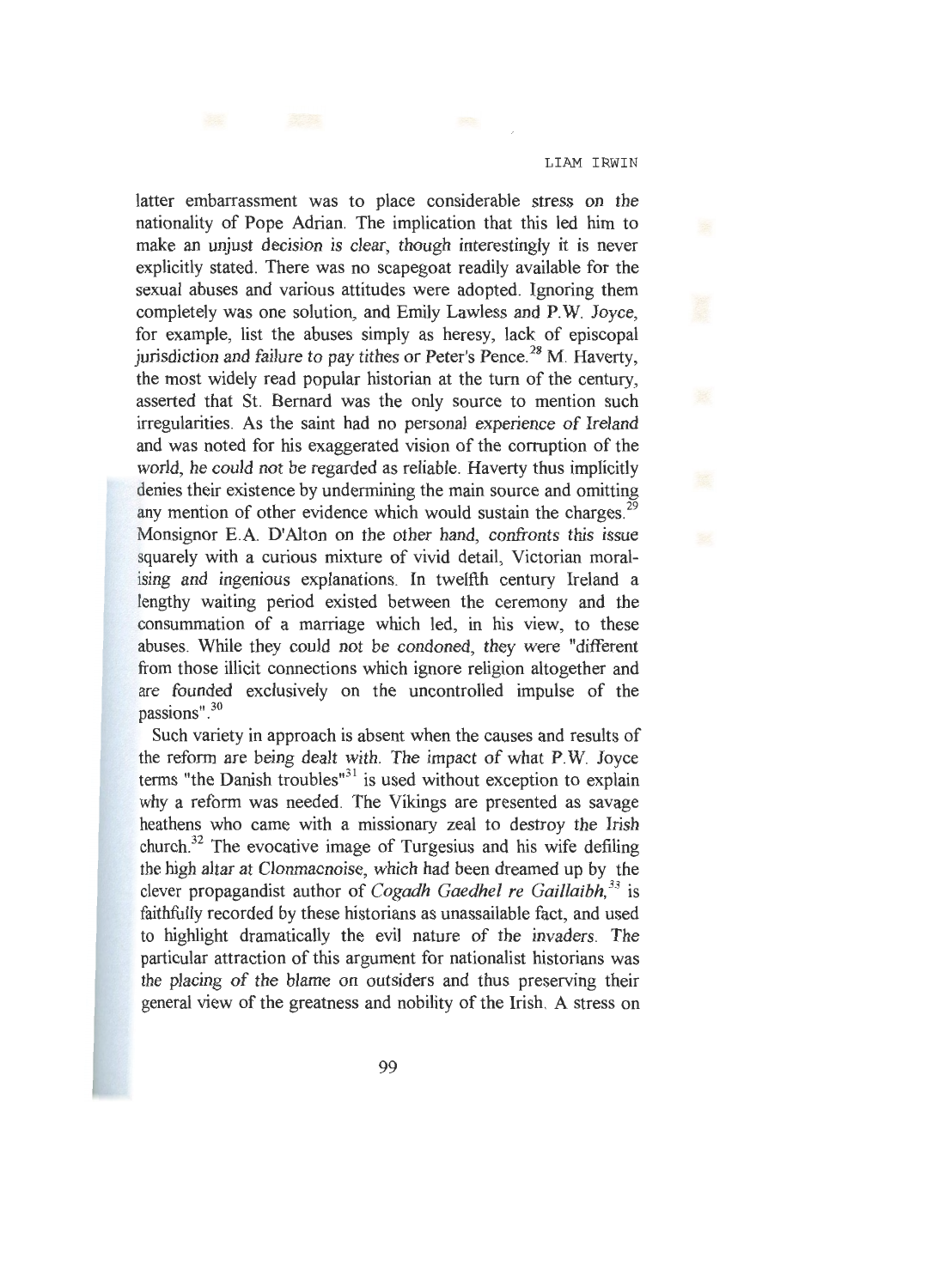latter embarrassment was to place considerable stress on the nationality of Pope Adrian. The implication that this led him to make an unjust decision is clear, though interestingly it is never explicitly stated. There was no scapegoat readily available for the sexual abuses and various attitudes were adopted. Ignoring them completely was one solution, and Emily Lawless and P.W. Joyce, for example, list the abuses simply as heresy, lack of episcopal jurisdiction and failure to pay tithes or Peter's Pence.[28] M. Haverty, the most widely read popular historian at the turn of the century, asserted that St. Bernard was the only source to mention such irregularities. As the saint had no personal experience of Ireland and was noted for his exaggerated vision of the corruption of the world, he could not be regarded as reliable. Haverty thus implicitly denies their existence by undermining the main source and omitting any mention of other evidence which would sustain the charges.[29] Monsignor E.A. D'Alton on the other hand, confronts this issue squarely with a curious mixture of vivid detail, Victorian moralising and ingenious explanations. In twelfth century Ireland a lengthy waiting period existed between the ceremony and the consummation of a marriage which led, in his view, to these abuses. While they could not be condoned, they were "different from those illicit connections which ignore religion altogether and are founded exclusively on the uncontrolled impulse of the passions".[30]

Such variety in approach is absent when the causes and results of the reform are being dealt with. The impact of what P.W. Joyce terms "the Danish troubles"[31] is used without exception to explain why a reform was needed. The Vikings are presented as savage heathens who came with a missionary zeal to destroy the Irish church.[32] The evocative image of Turgesius and his wife defiling the high altar at Clonmacnoise, which had been dreamed up by the clever propagandist author of *Cogadh Gaedhel re Gaillaibh*,[33] is faithfully recorded by these historians as unassailable fact, and used to highlight dramatically the evil nature of the invaders. The particular attraction of this argument for nationalist historians was the placing of the blame on outsiders and thus preserving their general view of the greatness and nobility of the Irish. A stress on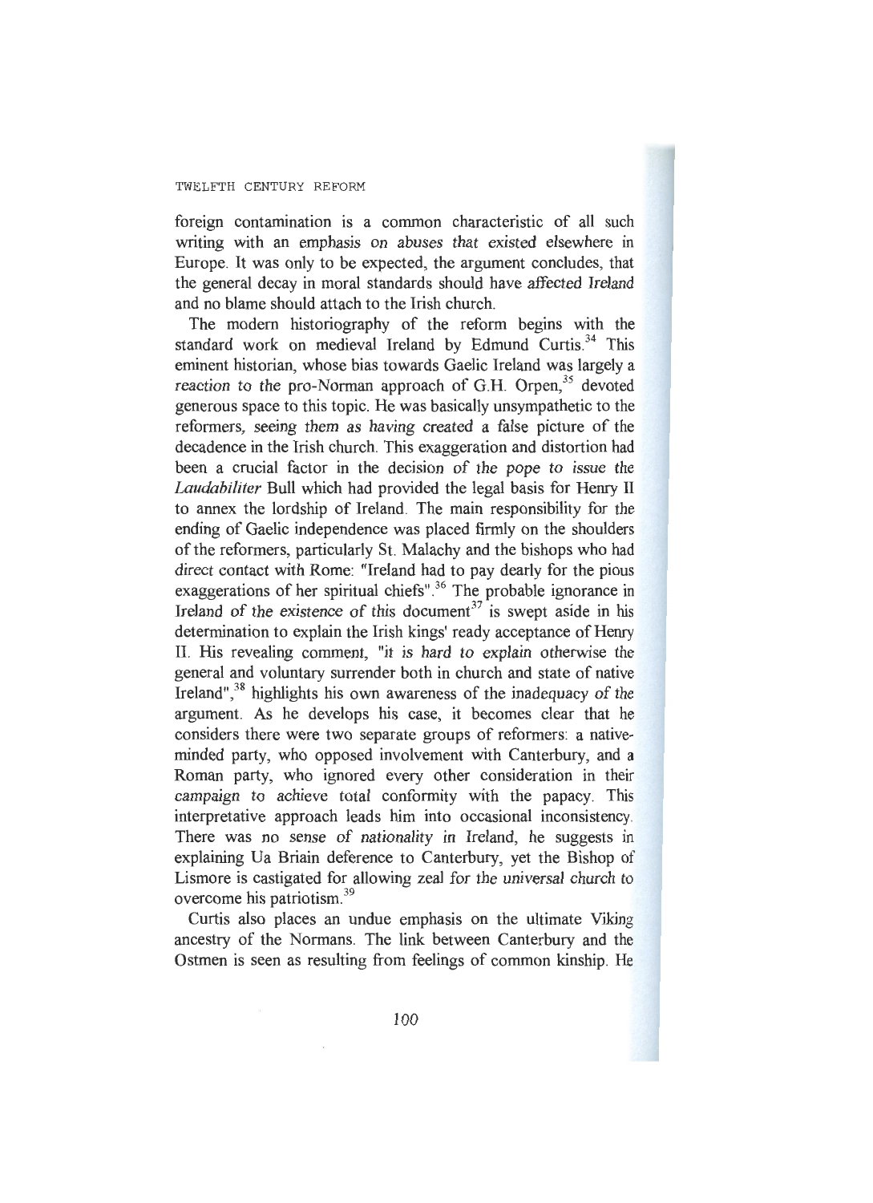foreign contamination is a common characteristic of all such writing with an emphasis on abuses that existed elsewhere in Europe. It was only to be expected, the argument concludes, that the general decay in moral standards should have affected Ireland and no blame should attach to the Irish church.

The modern historiography of the reform begins with the standard work on medieval Ireland by Edmund Curtis.[34] This eminent historian, whose bias towards Gaelic Ireland was largely a reaction to the pro-Norman approach of G.H. Orpen,[35] devoted generous space to this topic. He was basically unsympathetic to the reformers, seeing them as having created a false picture of the decadence in the Irish church. This exaggeration and distortion had been a crucial factor in the decision of the pope to issue the *Laudabiliter* Bull which had provided the legal basis for Henry II to annex the lordship of Ireland. The main responsibility for the ending of Gaelic independence was placed firmly on the shoulders of the reformers, particularly St. Malachy and the bishops who had direct contact with Rome: "Ireland had to pay dearly for the pious exaggerations of her spiritual chiefs".[36] The probable ignorance in Ireland of the existence of this document[37] is swept aside in his determination to explain the Irish kings' ready acceptance of Henry II. His revealing comment, "it is hard to explain otherwise the general and voluntary surrender both in church and state of native Ireland",[38] highlights his own awareness of the inadequacy of the argument. As he develops his case, it becomes clear that he considers there were two separate groups of reformers: a native-minded party, who opposed involvement with Canterbury, and a Roman party, who ignored every other consideration in their campaign to achieve total conformity with the papacy. This interpretative approach leads him into occasional inconsistency. There was no sense of nationality in Ireland, he suggests in explaining Ua Briain deference to Canterbury, yet the Bishop of Lismore is castigated for allowing zeal for the universal church to overcome his patriotism.[39]

Curtis also places an undue emphasis on the ultimate Viking ancestry of the Normans. The link between Canterbury and the Ostmen is seen as resulting from feelings of common kinship. He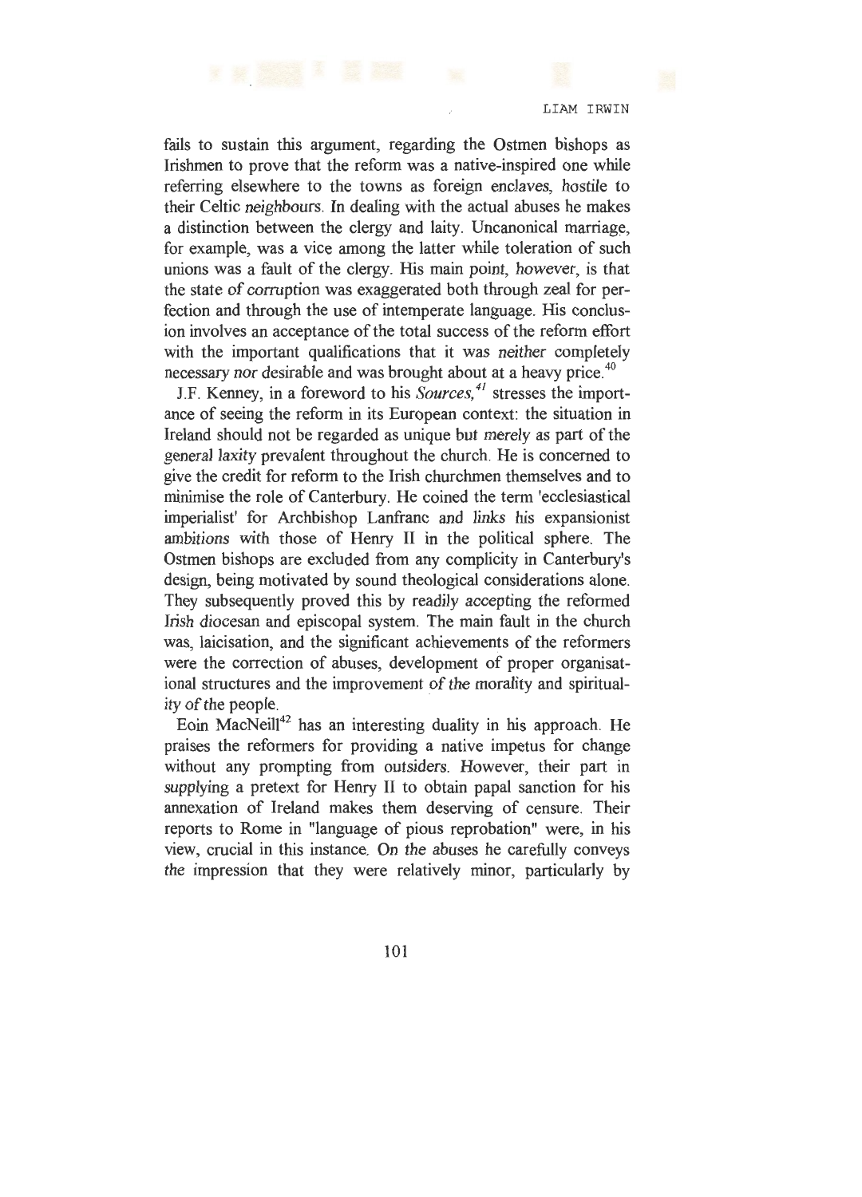fails to sustain this argument, regarding the Ostmen bishops as Irishmen to prove that the reform was a native-inspired one while referring elsewhere to the towns as foreign enclaves, hostile to their Celtic neighbours. In dealing with the actual abuses he makes a distinction between the clergy and laity. Uncanonical marriage, for example, was a vice among the latter while toleration of such unions was a fault of the clergy. His main point, however, is that the state of corruption was exaggerated both through zeal for perfection and through the use of intemperate language. His conclusion involves an acceptance of the total success of the reform effort with the important qualifications that it was neither completely necessary nor desirable and was brought about at a heavy price.[40]

J.F. Kenney, in a foreword to his *Sources,*[41] stresses the importance of seeing the reform in its European context: the situation in Ireland should not be regarded as unique but merely as part of the general laxity prevalent throughout the church. He is concerned to give the credit for reform to the Irish churchmen themselves and to minimise the role of Canterbury. He coined the term 'ecclesiastical imperialist' for Archbishop Lanfranc and links his expansionist ambitions with those of Henry II in the political sphere. The Ostmen bishops are excluded from any complicity in Canterbury's design, being motivated by sound theological considerations alone. They subsequently proved this by readily accepting the reformed Irish diocesan and episcopal system. The main fault in the church was, laicisation, and the significant achievements of the reformers were the correction of abuses, development of proper organisational structures and the improvement of the morality and spirituality of the people.

Eoin MacNeill[42] has an interesting duality in his approach. He praises the reformers for providing a native impetus for change without any prompting from outsiders. However, their part in supplying a pretext for Henry II to obtain papal sanction for his annexation of Ireland makes them deserving of censure. Their reports to Rome in "language of pious reprobation" were, in his view, crucial in this instance. On the abuses he carefully conveys the impression that they were relatively minor, particularly by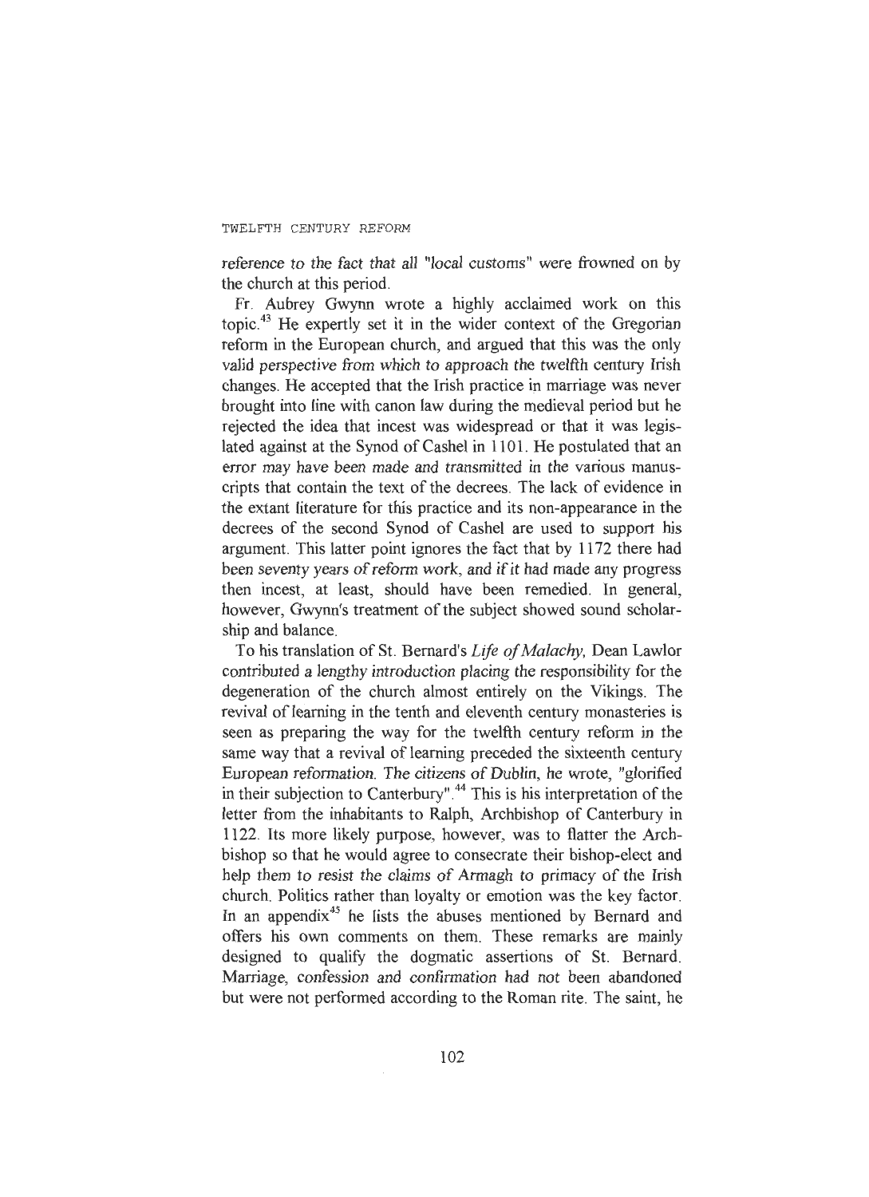reference to the fact that all "local customs" were frowned on by the church at this period.

Fr. Aubrey Gwynn wrote a highly acclaimed work on this topic.[43] He expertly set it in the wider context of the Gregorian reform in the European church, and argued that this was the only valid perspective from which to approach the twelfth century Irish changes. He accepted that the Irish practice in marriage was never brought into line with canon law during the medieval period but he rejected the idea that incest was widespread or that it was legislated against at the Synod of Cashel in 1101. He postulated that an error may have been made and transmitted in the various manuscripts that contain the text of the decrees. The lack of evidence in the extant literature for this practice and its non-appearance in the decrees of the second Synod of Cashel are used to support his argument. This latter point ignores the fact that by 1172 there had been seventy years of reform work, and if it had made any progress then incest, at least, should have been remedied. In general, however, Gwynn's treatment of the subject showed sound scholarship and balance.

To his translation of St. Bernard's *Life of Malachy,* Dean Lawlor contributed a lengthy introduction placing the responsibility for the degeneration of the church almost entirely on the Vikings. The revival of learning in the tenth and eleventh century monasteries is seen as preparing the way for the twelfth century reform in the same way that a revival of learning preceded the sixteenth century European reformation. The citizens of Dublin, he wrote, "glorified in their subjection to Canterbury".[44] This is his interpretation of the letter from the inhabitants to Ralph, Archbishop of Canterbury in 1122. Its more likely purpose, however, was to flatter the Archbishop so that he would agree to consecrate their bishop-elect and help them to resist the claims of Armagh to primacy of the Irish church. Politics rather than loyalty or emotion was the key factor. In an appendix[45] he lists the abuses mentioned by Bernard and offers his own comments on them. These remarks are mainly designed to qualify the dogmatic assertions of St. Bernard. Marriage, confession and confirmation had not been abandoned but were not performed according to the Roman rite. The saint, he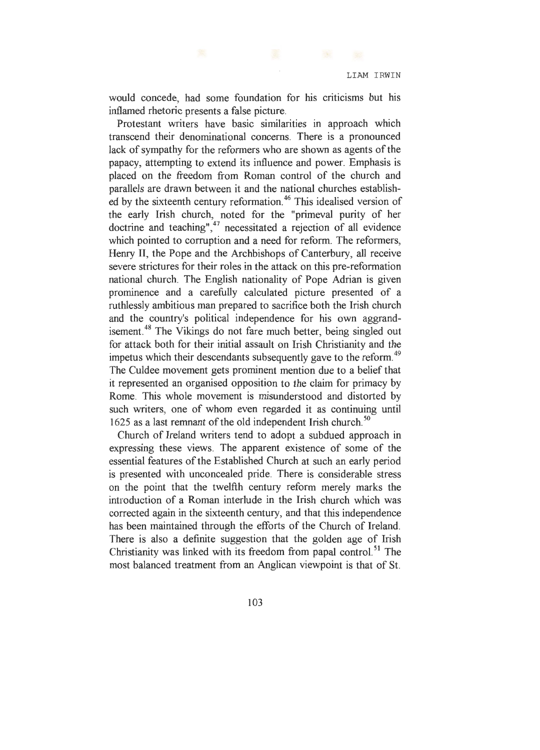would concede, had some foundation for his criticisms but his inflamed rhetoric presents a false picture.

Protestant writers have basic similarities in approach which transcend their denominational concerns. There is a pronounced lack of sympathy for the reformers who are shown as agents of the papacy, attempting to extend its influence and power. Emphasis is placed on the freedom from Roman control of the church and parallels are drawn between it and the national churches established by the sixteenth century reformation.[46] This idealised version of the early Irish church, noted for the "primeval purity of her doctrine and teaching",[47] necessitated a rejection of all evidence which pointed to corruption and a need for reform. The reformers, Henry II, the Pope and the Archbishops of Canterbury, all receive severe strictures for their roles in the attack on this pre-reformation national church. The English nationality of Pope Adrian is given prominence and a carefully calculated picture presented of a ruthlessly ambitious man prepared to sacrifice both the Irish church and the country's political independence for his own aggrandisement.[48] The Vikings do not fare much better, being singled out for attack both for their initial assault on Irish Christianity and the impetus which their descendants subsequently gave to the reform.[49] The Culdee movement gets prominent mention due to a belief that it represented an organised opposition to the claim for primacy by Rome. This whole movement is misunderstood and distorted by such writers, one of whom even regarded it as continuing until 1625 as a last remnant of the old independent Irish church.[50]

Church of Ireland writers tend to adopt a subdued approach in expressing these views. The apparent existence of some of the essential features of the Established Church at such an early period is presented with unconcealed pride. There is considerable stress on the point that the twelfth century reform merely marks the introduction of a Roman interlude in the Irish church which was corrected again in the sixteenth century, and that this independence has been maintained through the efforts of the Church of Ireland. There is also a definite suggestion that the golden age of Irish Christianity was linked with its freedom from papal control.[51] The most balanced treatment from an Anglican viewpoint is that of St.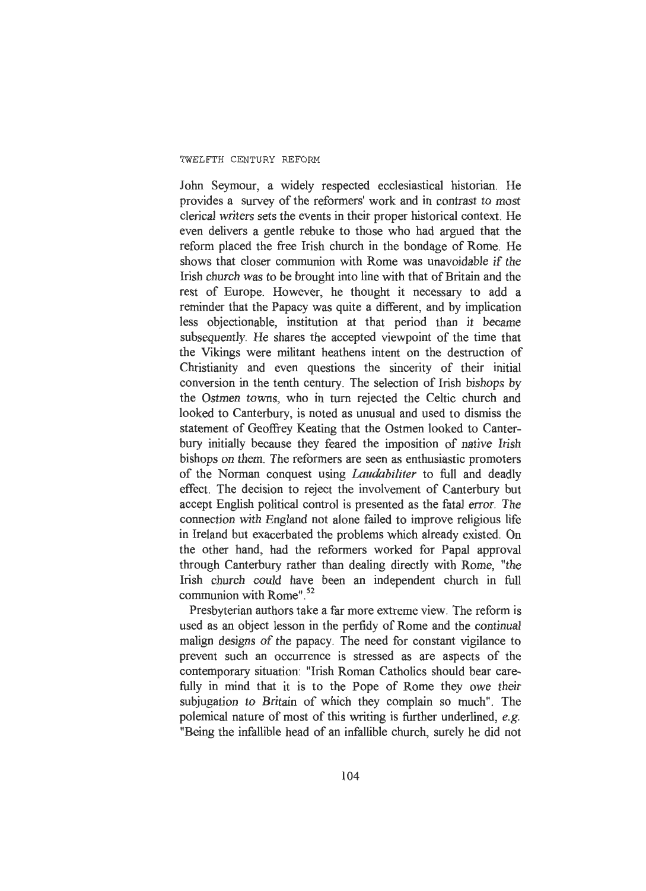John Seymour, a widely respected ecclesiastical historian. He provides a survey of the reformers' work and in contrast to most clerical writers sets the events in their proper historical context. He even delivers a gentle rebuke to those who had argued that the reform placed the free Irish church in the bondage of Rome. He shows that closer communion with Rome was unavoidable if the Irish church was to be brought into line with that of Britain and the rest of Europe. However, he thought it necessary to add a reminder that the Papacy was quite a different, and by implication less objectionable, institution at that period than it became subsequently. He shares the accepted viewpoint of the time that the Vikings were militant heathens intent on the destruction of Christianity and even questions the sincerity of their initial conversion in the tenth century. The selection of Irish bishops by the Ostmen towns, who in turn rejected the Celtic church and looked to Canterbury, is noted as unusual and used to dismiss the statement of Geoffrey Keating that the Ostmen looked to Canterbury initially because they feared the imposition of native Irish bishops on them. The reformers are seen as enthusiastic promoters of the Norman conquest using *Laudabiliter* to full and deadly effect. The decision to reject the involvement of Canterbury but accept English political control is presented as the fatal error. The connection with England not alone failed to improve religious life in Ireland but exacerbated the problems which already existed. On the other hand, had the reformers worked for Papal approval through Canterbury rather than dealing directly with Rome, "the Irish church could have been an independent church in full communion with Rome".[52]

Presbyterian authors take a far more extreme view. The reform is used as an object lesson in the perfidy of Rome and the continual malign designs of the papacy. The need for constant vigilance to prevent such an occurrence is stressed as are aspects of the contemporary situation: "Irish Roman Catholics should bear carefully in mind that it is to the Pope of Rome they owe their subjugation to Britain of which they complain so much". The polemical nature of most of this writing is further underlined, *e.g.* "Being the infallible head of an infallible church, surely he did not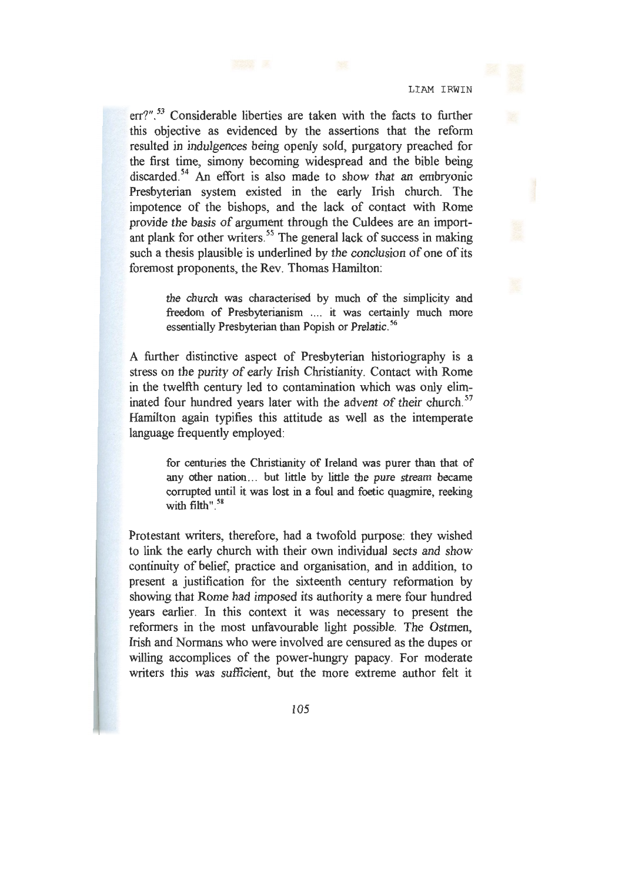err?".[53] Considerable liberties are taken with the facts to further this objective as evidenced by the assertions that the reform resulted in indulgences being openly sold, purgatory preached for the first time, simony becoming widespread and the bible being discarded.[54] An effort is also made to show that an embryonic Presbyterian system existed in the early Irish church. The impotence of the bishops, and the lack of contact with Rome provide the basis of argument through the Culdees are an important plank for other writers.[55] The general lack of success in making such a thesis plausible is underlined by the conclusion of one of its foremost proponents, the Rev. Thomas Hamilton:

> the church was characterised by much of the simplicity and freedom of Presbyterianism .... it was certainly much more essentially Presbyterian than Popish or Prelatic.[56]

A further distinctive aspect of Presbyterian historiography is a stress on the purity of early Irish Christianity. Contact with Rome in the twelfth century led to contamination which was only eliminated four hundred years later with the advent of their church.[57] Hamilton again typifies this attitude as well as the intemperate language frequently employed:

> for centuries the Christianity of Ireland was purer than that of any other nation... but little by little the pure stream became corrupted until it was lost in a foul and foetic quagmire, reeking with filth".[58]

Protestant writers, therefore, had a twofold purpose: they wished to link the early church with their own individual sects and show continuity of belief, practice and organisation, and in addition, to present a justification for the sixteenth century reformation by showing that Rome had imposed its authority a mere four hundred years earlier. In this context it was necessary to present the reformers in the most unfavourable light possible. The Ostmen, Irish and Normans who were involved are censured as the dupes or willing accomplices of the power-hungry papacy. For moderate writers this was sufficient, but the more extreme author felt it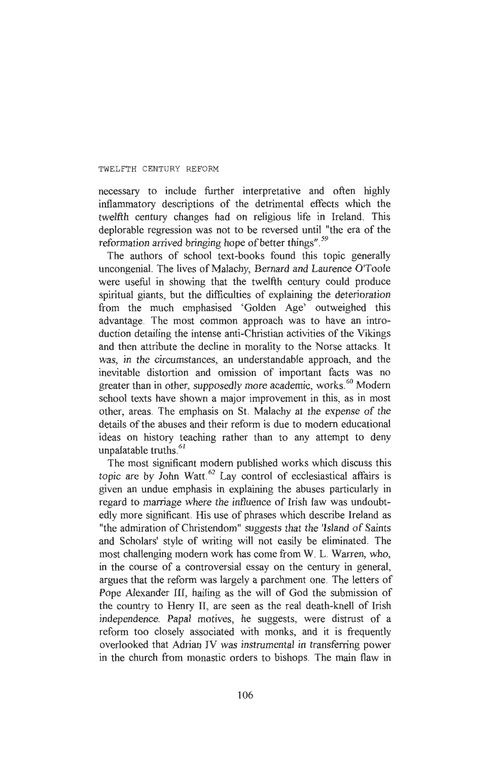necessary to include further interpretative and often highly inflammatory descriptions of the detrimental effects which the twelfth century changes had on religious life in Ireland. This deplorable regression was not to be reversed until "the era of the reformation arrived bringing hope of better things".[59]

The authors of school text-books found this topic generally uncongenial. The lives of Malachy, Bernard and Laurence O'Toole were useful in showing that the twelfth century could produce spiritual giants, but the difficulties of explaining the deterioration from the much emphasised 'Golden Age' outweighed this advantage. The most common approach was to have an introduction detailing the intense anti-Christian activities of the Vikings and then attribute the decline in morality to the Norse attacks. It was, in the circumstances, an understandable approach, and the inevitable distortion and omission of important facts was no greater than in other, supposedly more academic, works.[60] Modern school texts have shown a major improvement in this, as in most other, areas. The emphasis on St. Malachy at the expense of the details of the abuses and their reform is due to modern educational ideas on history teaching rather than to any attempt to deny unpalatable truths.[61]

The most significant modern published works which discuss this topic are by John Watt.[62] Lay control of ecclesiastical affairs is given an undue emphasis in explaining the abuses particularly in regard to marriage where the influence of Irish law was undoubtedly more significant. His use of phrases which describe Ireland as "the admiration of Christendom" suggests that the 'Island of Saints and Scholars' style of writing will not easily be eliminated. The most challenging modern work has come from W. L. Warren, who, in the course of a controversial essay on the century in general, argues that the reform was largely a parchment one. The letters of Pope Alexander III, hailing as the will of God the submission of the country to Henry II, are seen as the real death-knell of Irish independence. Papal motives, he suggests, were distrust of a reform too closely associated with monks, and it is frequently overlooked that Adrian IV was instrumental in transferring power in the church from monastic orders to bishops. The main flaw in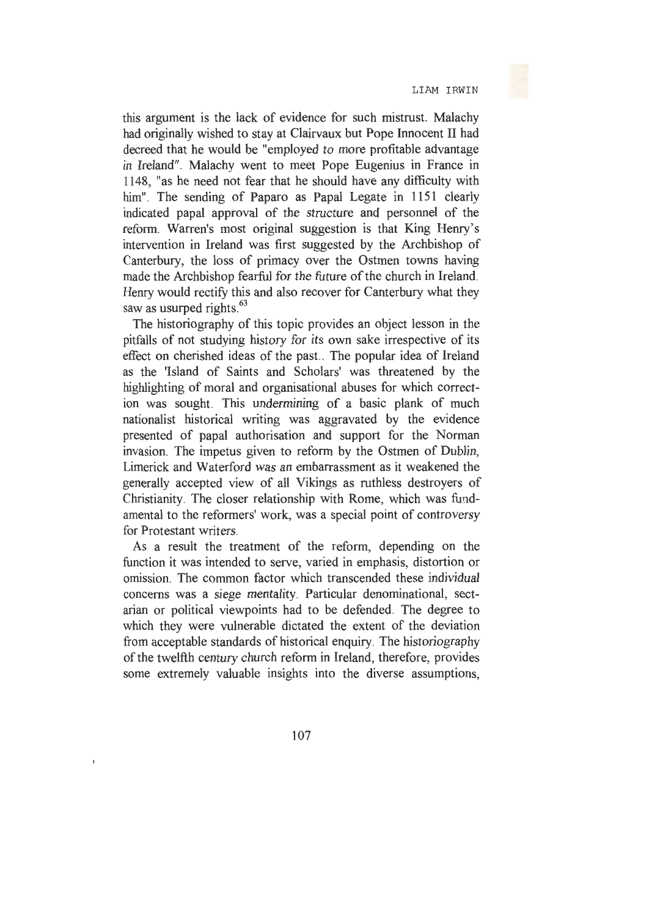this argument is the lack of evidence for such mistrust. Malachy had originally wished to stay at Clairvaux but Pope Innocent II had decreed that he would be "employed to more profitable advantage in Ireland". Malachy went to meet Pope Eugenius in France in 1148, "as he need not fear that he should have any difficulty with him". The sending of Paparo as Papal Legate in 1151 clearly indicated papal approval of the structure and personnel of the reform. Warren's most original suggestion is that King Henry's intervention in Ireland was first suggested by the Archbishop of Canterbury, the loss of primacy over the Ostmen towns having made the Archbishop fearful for the future of the church in Ireland. Henry would rectify this and also recover for Canterbury what they saw as usurped rights.[63]

The historiography of this topic provides an object lesson in the pitfalls of not studying history for its own sake irrespective of its effect on cherished ideas of the past.. The popular idea of Ireland as the 'Island of Saints and Scholars' was threatened by the highlighting of moral and organisational abuses for which correction was sought. This undermining of a basic plank of much nationalist historical writing was aggravated by the evidence presented of papal authorisation and support for the Norman invasion. The impetus given to reform by the Ostmen of Dublin, Limerick and Waterford was an embarrassment as it weakened the generally accepted view of all Vikings as ruthless destroyers of Christianity. The closer relationship with Rome, which was fundamental to the reformers' work, was a special point of controversy for Protestant writers.

As a result the treatment of the reform, depending on the function it was intended to serve, varied in emphasis, distortion or omission. The common factor which transcended these individual concerns was a siege mentality. Particular denominational, sectarian or political viewpoints had to be defended. The degree to which they were vulnerable dictated the extent of the deviation from acceptable standards of historical enquiry. The historiography of the twelfth century church reform in Ireland, therefore, provides some extremely valuable insights into the diverse assumptions,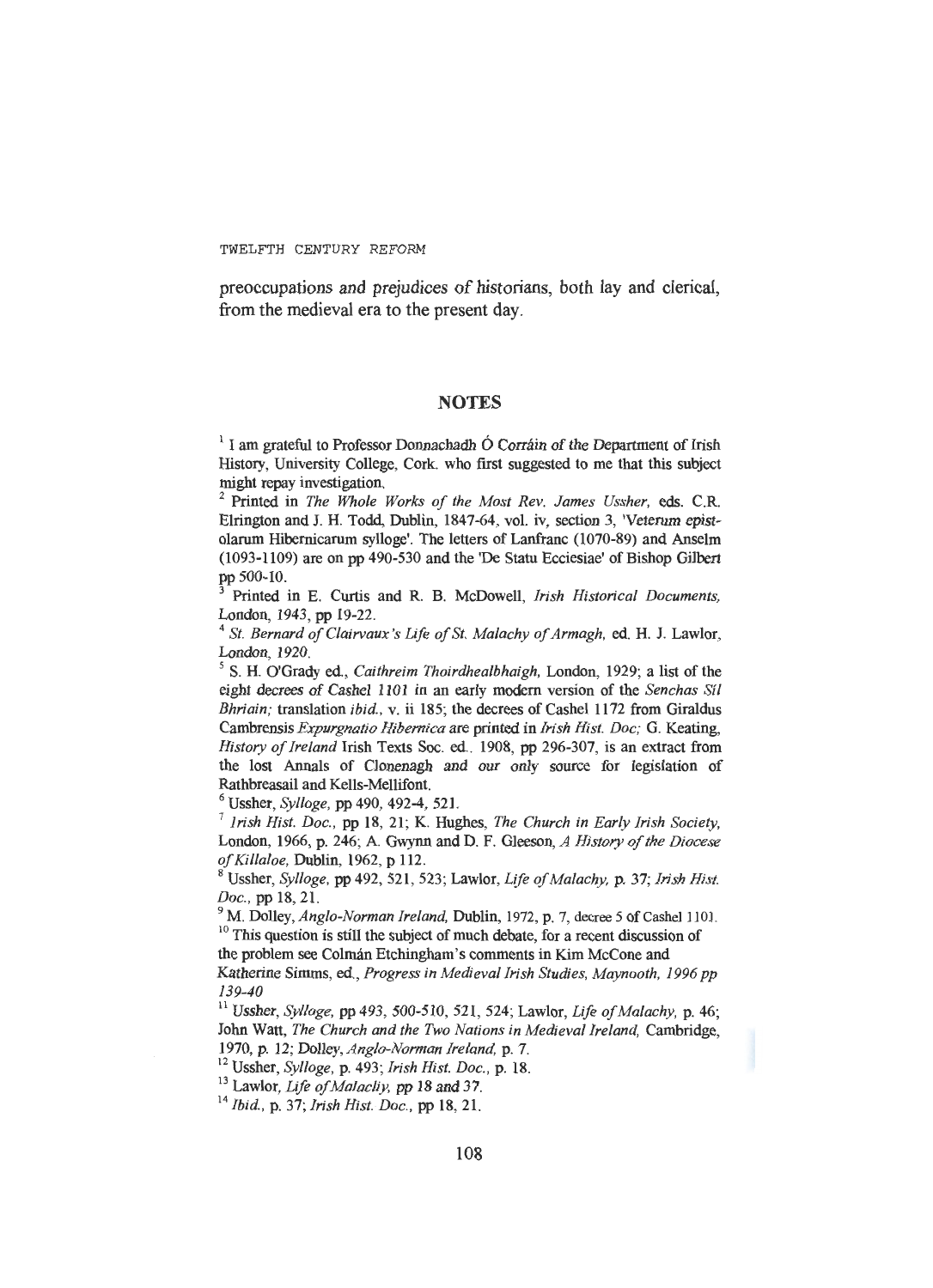preoccupations and prejudices of historians, both lay and clerical, from the medieval era to the present day.

## NOTES

[1] I am grateful to Professor Donnachadh Ó Corráin of the Department of Irish History, University College, Cork. who first suggested to me that this subject might repay investigation.

[2] Printed in *The Whole Works of the Most Rev. James Ussher*, eds. C.R. Elrington and J. H. Todd, Dublin, 1847-64, vol. iv, section 3, 'Veterum epistolarum Hibernicarum sylloge'. The letters of Lanfranc (1070-89) and Anselm (1093-1109) are on pp 490-530 and the 'De Statu Ecciesiae' of Bishop Gilbert pp 500-10.

[3] Printed in E. Curtis and R. B. McDowell, *Irish Historical Documents*, London, 1943, pp 19-22.

[4] *St. Bernard of Clairvaux's Life of St. Malachy of Armagh*, ed. H. J. Lawlor, London, 1920.

[5] S. H. O'Grady ed., *Caithreim Thoirdhealbhaigh*, London, 1929; a list of the eight decrees of Cashel 1101 in an early modern version of the *Senchas Síl Bhriain;* translation *ibid.*, v. ii 185; the decrees of Cashel 1172 from Giraldus Cambrensis *Expurgnatio Hibernica* are printed in *Irish Hist. Doc;* G. Keating, *History of Ireland* Irish Texts Soc. ed.. 1908, pp 296-307, is an extract from the lost Annals of Clonenagh and our only source for legislation of Rathbreasail and Kells-Mellifont.

[6] Ussher, *Sylloge*, pp 490, 492-4, 521.

[7] *Irish Hist. Doc.*, pp 18, 21; K. Hughes, *The Church in Early Irish Society*, London, 1966, p. 246; A. Gwynn and D. F. Gleeson, *A History of the Diocese of Killaloe*, Dublin, 1962, p 112.

[8] Ussher, *Sylloge*, pp 492, 521, 523; Lawlor, *Life of Malachy*, p. 37; *Irish Hist. Doc.*, pp 18, 21.

[9] M. Dolley, *Anglo-Norman Ireland*, Dublin, 1972, p. 7, decree 5 of Cashel 1101.

[10] This question is still the subject of much debate, for a recent discussion of the problem see Colmán Etchingham's comments in Kim McCone and Katherine Simms, ed., *Progress in Medieval Irish Studies, Maynooth, 1996 pp 139-40*

[11] Ussher, *Sylloge*, pp 493, 500-510, 521, 524; Lawlor, *Life of Malachy*, p. 46; John Watt, *The Church and the Two Nations in Medieval Ireland*, Cambridge, 1970, p. 12; Dolley, *Anglo-Norman Ireland*, p. 7.

[12] Ussher, *Sylloge*, p. 493; *Irish Hist. Doc.*, p. 18.

[13] Lawlor, *Life of Malachy*, pp 18 and 37.

[14] *Ibid.*, p. 37; *Irish Hist. Doc.*, pp 18, 21.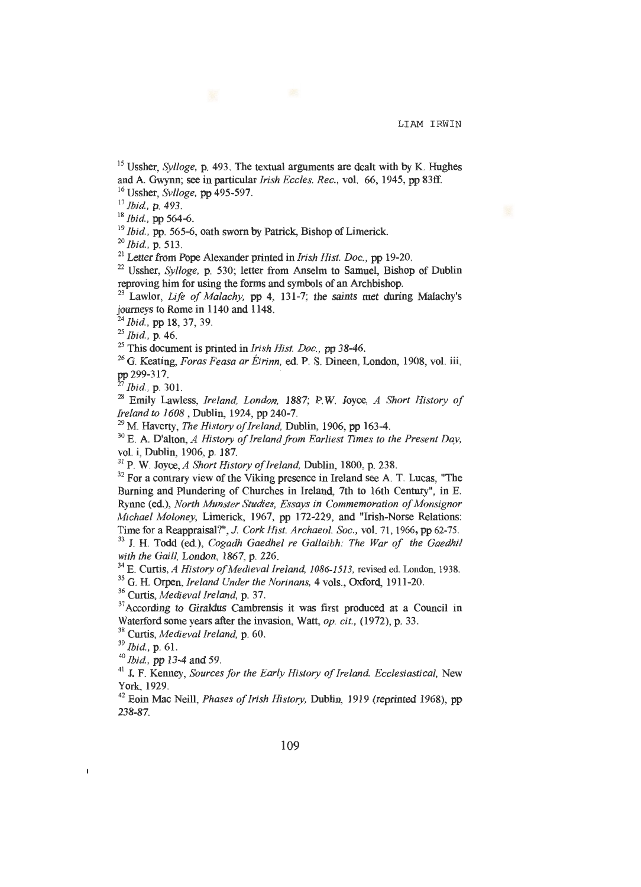[15] Ussher, *Sylloge*, p. 493. The textual arguments are dealt with by K. Hughes and A. Gwynn; see in particular *Irish Eccles. Rec.*, vol. 66, 1945, pp 83ff.

[16] Ussher, *Sylloge*, pp 495-597.

[17] *Ibid.*, p. 493.

[18] *Ibid.*, pp 564-6.

[19] *Ibid.*, pp. 565-6, oath sworn by Patrick, Bishop of Limerick.

[20] *Ibid.*, p. 513.

[21] Letter from Pope Alexander printed in *Irish Hist. Doc.*, pp 19-20.

[22] Ussher, *Sylloge*, p. 530; letter from Anselm to Samuel, Bishop of Dublin reproving him for using the forms and symbols of an Archbishop.

[23] Lawlor, *Life of Malachy*, pp 4, 131-7; the saints met during Malachy's journeys to Rome in 1140 and 1148.

[24] *Ibid.*, pp 18, 37, 39.

[25] *Ibid.*, p. 46.

[25] This document is printed in *Irish Hist. Doc.*, pp 38-46.

[26] G. Keating, *Foras Feasa ar Éirinn*, ed. P. S. Dineen, London, 1908, vol. iii, pp 299-317.

[27] *Ibid.*, p. 301.

[28] Emily Lawless, *Ireland, London, 1887*; P.W. Joyce, *A Short History of Ireland to 1608*, Dublin, 1924, pp 240-7.

[29] M. Haverty, *The History of Ireland*, Dublin, 1906, pp 163-4.

[30] E. A. D'alton, *A History of Ireland from Earliest Times to the Present Day*, vol. i, Dublin, 1906, p. 187.

[31] P. W. Joyce, *A Short History of Ireland*, Dublin, 1800, p. 238.

[32] For a contrary view of the Viking presence in Ireland see A. T. Lucas, "The Burning and Plundering of Churches in Ireland, 7th to 16th Century", in E. Rynne (ed.), *North Munster Studies, Essays in Commemoration of Monsignor Michael Moloney*, Limerick, 1967, pp 172-229, and "Irish-Norse Relations: Time for a Reappraisal?", *J. Cork Hist. Archaeol. Soc.*, vol. 71, 1966, pp 62-75.

[33] J. H. Todd (ed.), *Cogadh Gaedhel re Gallaibh: The War of the Gaedhil with the Gaill*, London, 1867, p. 226.

[34] E. Curtis, *A History of Medieval Ireland, 1086-1513*, revised ed. London, 1938.

[35] G. H. Orpen, *Ireland Under the Norinans*, 4 vols., Oxford, 1911-20.

[36] Curtis, *Medieval Ireland*, p. 37.

[37] According to Giraldus Cambrensis it was first produced at a Council in Waterford some years after the invasion, Watt, *op. cit.*, (1972), p. 33.

[38] Curtis, *Medieval Ireland*, p. 60.

[39] *Ibid.*, p. 61.

[40] *Ibid.*, pp 13-4 and 59.

[41] J. F. Kenney, *Sources for the Early History of Ireland. Ecclesiastical*, New York, 1929.

[42] Eoin Mac Neill, *Phases of Irish History*, Dublin, 1919 (reprinted 1968), pp 238-87.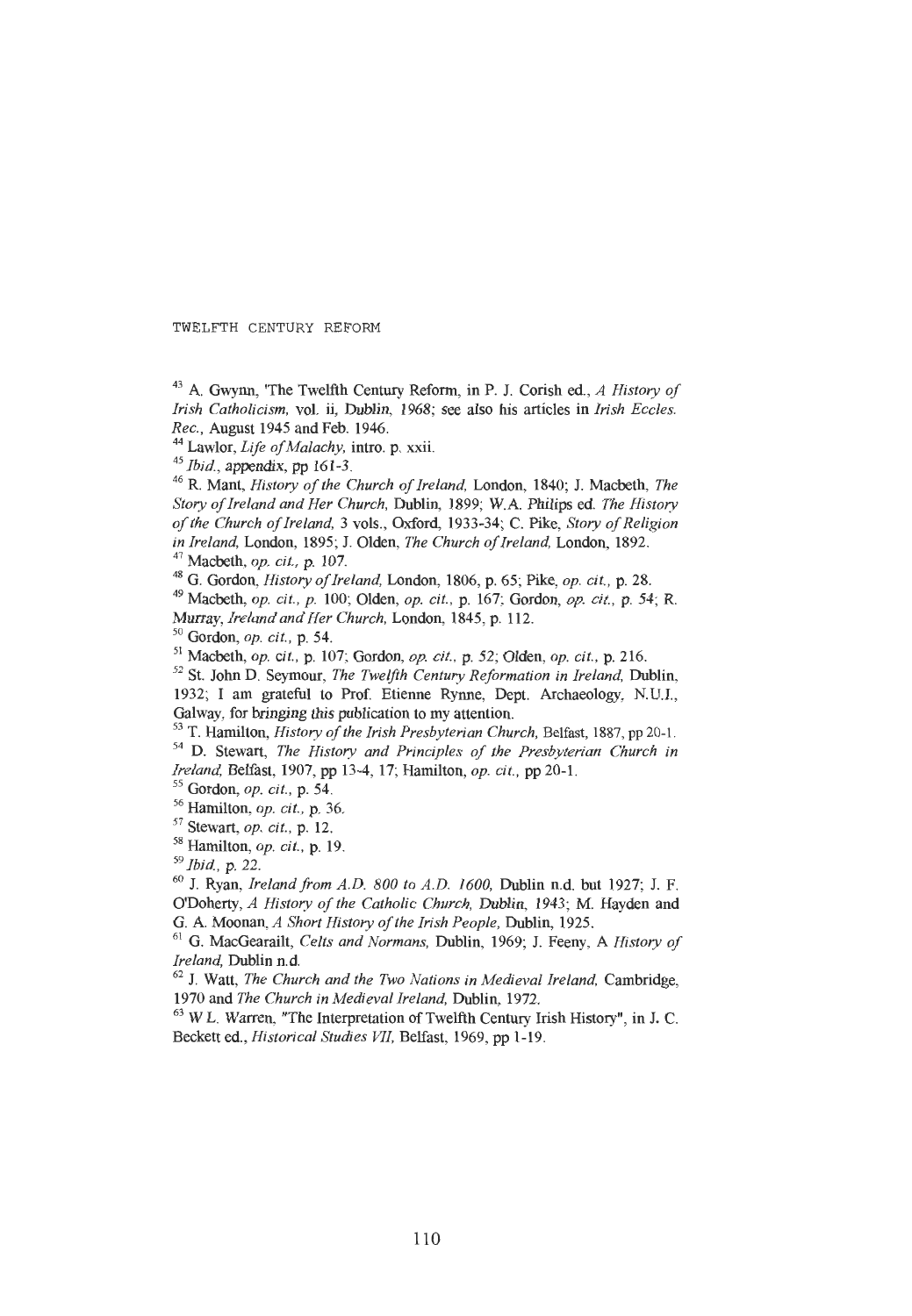[43] A. Gwynn, 'The Twelfth Century Reform, in P. J. Corish ed., *A History of Irish Catholicism*, vol. ii, Dublin, 1968; see also his articles in *Irish Eccles. Rec.*, August 1945 and Feb. 1946.

[44] Lawlor, *Life of Malachy*, intro. p. xxii.

[45] *Ibid.*, appendix, pp 161-3.

[46] R. Mant, *History of the Church of Ireland*, London, 1840; J. Macbeth, *The Story of Ireland and Her Church*, Dublin, 1899; W.A. Philips ed. *The History of the Church of Ireland*, 3 vols., Oxford, 1933-34; C. Pike, *Story of Religion in Ireland*, London, 1895; J. Olden, *The Church of Ireland*, London, 1892.

[47] Macbeth, *op. cit.*, p. 107.

[48] G. Gordon, *History of Ireland*, London, 1806, p. 65; Pike, *op. cit.*, p. 28.

[49] Macbeth, *op. cit.*, *p.* 100; Olden, *op. cit.*, p. 167; Gordon, *op. cit.*, p. 54; R. Murray, *Ireland and Her Church*, London, 1845, p. 112.

[50] Gordon, *op. cit.*, p. 54.

[51] Macbeth, *op. cit.*, p. 107; Gordon, *op. cit.*, p. 52; Olden, *op. cit.*, p. 216.

[52] St. John D. Seymour, *The Twelfth Century Reformation in Ireland*, Dublin, 1932; I am grateful to Prof. Etienne Rynne, Dept. Archaeology, N.U.I., Galway, for bringing this publication to my attention.

[53] T. Hamilton, *History of the Irish Presbyterian Church*, Belfast, 1887, pp 20-1.

[54] D. Stewart, *The History and Principles of the Presbyterian Church in Ireland*, Belfast, 1907, pp 13-4, 17; Hamilton, *op. cit.*, pp 20-1.

[55] Gordon, *op. cit.*, p. 54.

[56] Hamilton, *op. cit.*, p. 36.

[57] Stewart, *op. cit.*, p. 12.

[58] Hamilton, *op. cit.*, p. 19.

[59] *Ibid.*, p. 22.

[60] J. Ryan, *Ireland from A.D. 800 to A.D. 1600*, Dublin n.d. but 1927; J. F. O'Doherty, *A History of the Catholic Church*, Dublin, 1943; M. Hayden and G. A. Moonan, *A Short History of the Irish People*, Dublin, 1925.

[61] G. MacGearailt, *Celts and Normans*, Dublin, 1969; J. Feeny, A *History of Ireland*, Dublin n.d.

[62] J. Watt, *The Church and the Two Nations in Medieval Ireland*, Cambridge, 1970 and *The Church in Medieval Ireland*, Dublin, 1972.

[63] W L. Warren, "The Interpretation of Twelfth Century Irish History", in J. C. Beckett ed., *Historical Studies VII*, Belfast, 1969, pp 1-19.